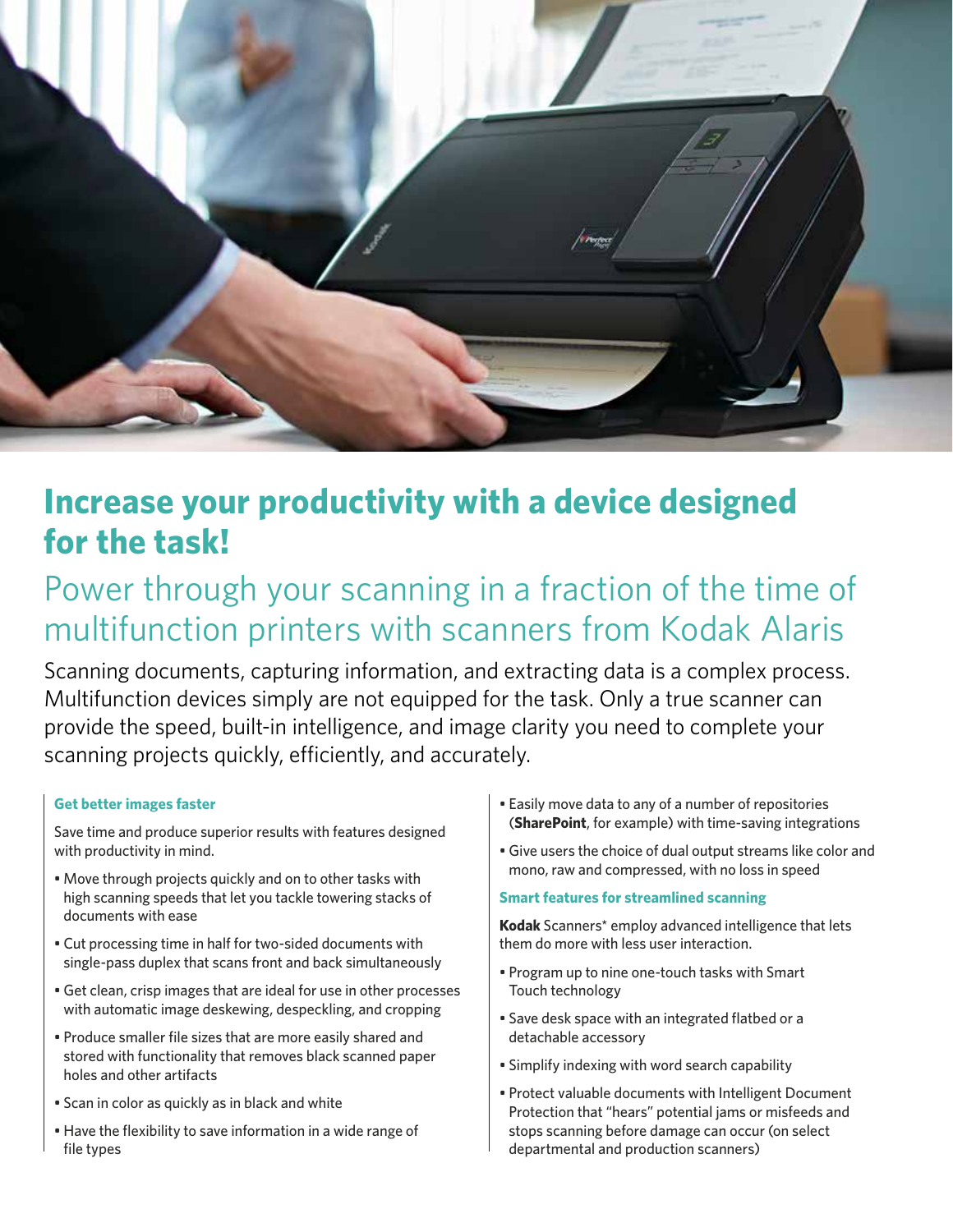# Increase your productivity with a device designed for the task!

## Power through your scanning in a fraction of the time of multifunction printers with scanners from Kodak Alaris

Scanning documents, capturing information, and extracting data is a complex process. Multifunction devices simply are not equipped for the task. Only a true scanner can provide the speed, built-in intelligence, and image clarity you need to complete your scanning projects quickly, efficiently, and accurately.

### Get better images faster

Save time and produce superior results with features designed with productivity in mind.

- Move through projects quickly and on to other tasks with high scanning speeds that let you tackle towering stacks of documents with ease
- Cut processing time in half for two-sided documents with single-pass duplex that scans front and back simultaneously
- Get clean, crisp images that are ideal for use in other processes with automatic image deskewing, despeckling, and cropping
- Produce smaller file sizes that are more easily shared and stored with functionality that removes black scanned paper holes and other artifacts
- Scan in color as quickly as in black and white
- Have the flexibility to save information in a wide range of file types
- Easily move data to any of a number of repositories (**SharePoint**, for example) with time-saving integrations
- Give users the choice of dual output streams like color and mono, raw and compressed, with no loss in speed

### Smart features for streamlined scanning

**Kodak** Scanners* employ advanced intelligence that lets them do more with less user interaction.

- Program up to nine one-touch tasks with Smart Touch technology
- Save desk space with an integrated flatbed or a detachable accessory
- Simplify indexing with word search capability
- Protect valuable documents with Intelligent Document Protection that "hears" potential jams or misfeeds and stops scanning before damage can occur (on select departmental and production scanners)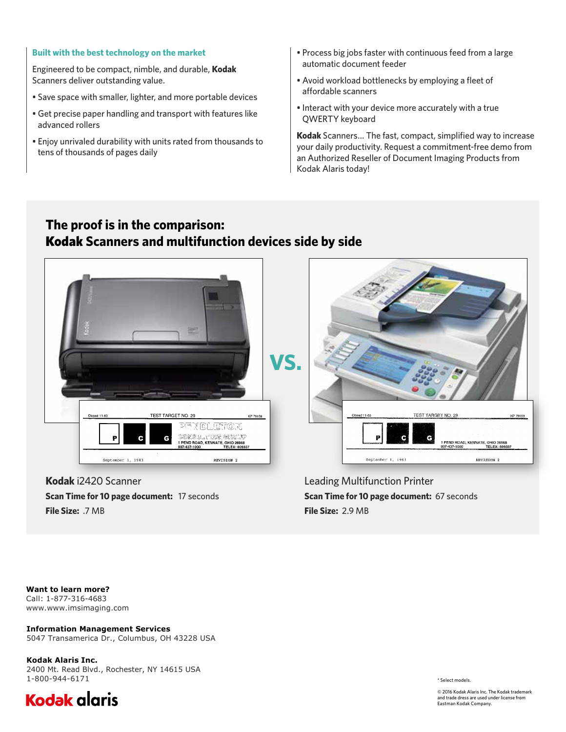### Built with the best technology on the market

Engineered to be compact, nimble, and durable, **Kodak** Scanners deliver outstanding value.

- Save space with smaller, lighter, and more portable devices
- Get precise paper handling and transport with features like advanced rollers
- Enjoy unrivaled durability with units rated from thousands to tens of thousands of pages daily
- Process big jobs faster with continuous feed from a large automatic document feeder
- Avoid workload bottlenecks by employing a fleet of affordable scanners
- Interact with your device more accurately with a true QWERTY keyboard

**Kodak** Scanners... The fast, compact, simplified way to increase your daily productivity. Request a commitment-free demo from an Authorized Reseller of Document Imaging Products from Kodak Alaris today!

## The proof is in the comparison: Kodak Scanners and multifunction devices side by side

VS.

**Kodak** i2420 Scanner

**Scan Time for 10 page document:** 17 seconds

**File Size:** .7 MB

Leading Multifunction Printer

**Scan Time for 10 page document:** 67 seconds

**File Size:** 2.9 MB

**Want to learn more?**
Call: 1-877-316-4683
www.www.imsimaging.com

**Information Management Services**
5047 Transamerica Dr., Columbus, OH 43228 USA

**Kodak Alaris Inc.**
2400 Mt. Read Blvd., Rochester, NY 14615 USA
1-800-944-6171

Kodak alaris

* Select models.

© 2016 Kodak Alaris Inc. The Kodak trademark and trade dress are used under license from Eastman Kodak Company.